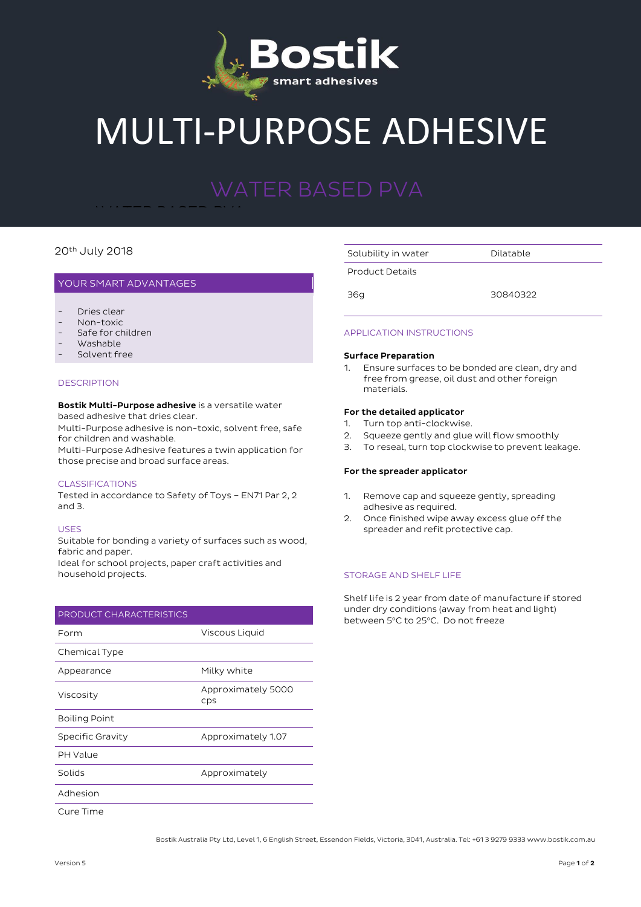Bostik
smart adhesives

# MULTI-PURPOSE ADHESIVE

## WATER BASED PVA

20th July 2018

### YOUR SMART ADVANTAGES

- Dries clear
- Non-toxic
- Safe for children
- Washable
- Solvent free

### DESCRIPTION

**Bostik Multi-Purpose adhesive** is a versatile water based adhesive that dries clear.
Multi-Purpose adhesive is non-toxic, solvent free, safe for children and washable.
Multi-Purpose Adhesive features a twin application for those precise and broad surface areas.

### CLASSIFICATIONS

Tested in accordance to Safety of Toys – EN71 Par 2, 2 and 3.

### USES

Suitable for bonding a variety of surfaces such as wood, fabric and paper.
Ideal for school projects, paper craft activities and household projects.

### PRODUCT CHARACTERISTICS

| Property | Value |
|---|---|
| Form | Viscous Liquid |
| Chemical Type | |
| Appearance | Milky white |
| Viscosity | Approximately 5000 cps |
| Boiling Point | |
| Specific Gravity | Approximately 1.07 |
| PH Value | |
| Solids | Approximately |
| Adhesion | |
| Cure Time | |
| Solubility in water | Dilatable |

| Product Details | |
|---|---|
| 36g | 30840322 |

### APPLICATION INSTRUCTIONS

**Surface Preparation**

1. Ensure surfaces to be bonded are clean, dry and free from grease, oil dust and other foreign materials.

**For the detailed applicator**

1. Turn top anti-clockwise.
2. Squeeze gently and glue will flow smoothly
3. To reseal, turn top clockwise to prevent leakage.

**For the spreader applicator**

1. Remove cap and squeeze gently, spreading adhesive as required.
2. Once finished wipe away excess glue off the spreader and refit protective cap.

### STORAGE AND SHELF LIFE

Shelf life is 2 year from date of manufacture if stored under dry conditions (away from heat and light) between 5°C to 25°C. Do not freeze

Bostik Australia Pty Ltd, Level 1, 6 English Street, Essendon Fields, Victoria, 3041, Australia. Tel: +61 3 9279 9333 www.bostik.com.au

Version 5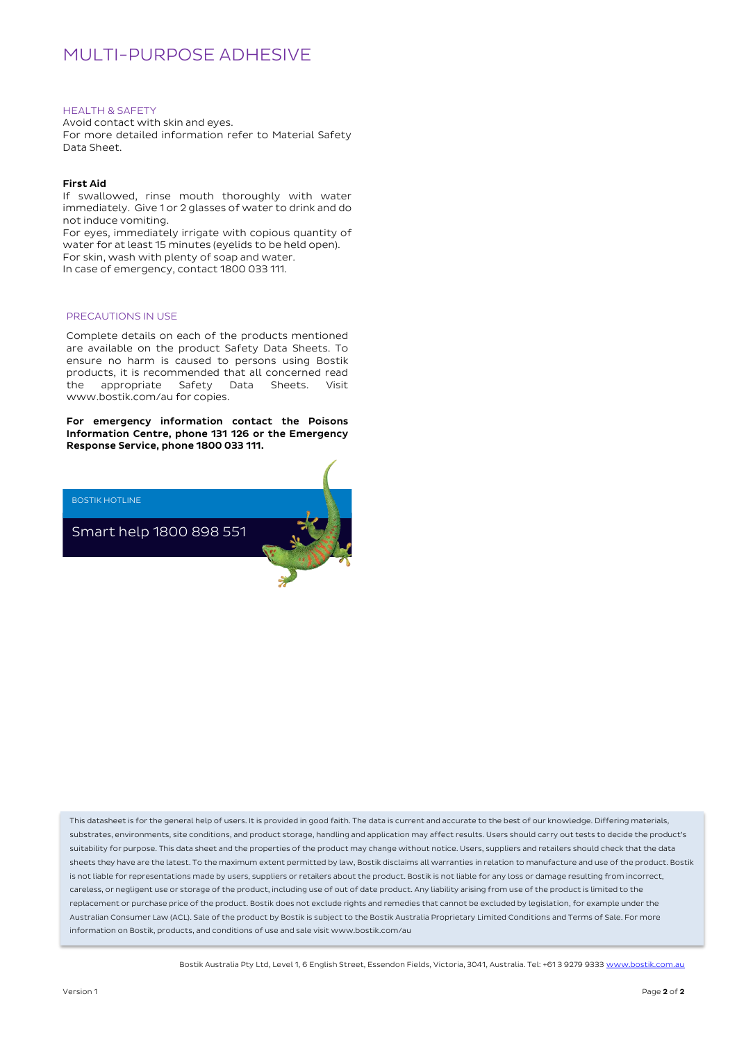# MULTI-PURPOSE ADHESIVE

## HEALTH & SAFETY

Avoid contact with skin and eyes.
For more detailed information refer to Material Safety Data Sheet.

**First Aid**

If swallowed, rinse mouth thoroughly with water immediately. Give 1 or 2 glasses of water to drink and do not induce vomiting.
For eyes, immediately irrigate with copious quantity of water for at least 15 minutes (eyelids to be held open).
For skin, wash with plenty of soap and water.
In case of emergency, contact 1800 033 111.

## PRECAUTIONS IN USE

Complete details on each of the products mentioned are available on the product Safety Data Sheets. To ensure no harm is caused to persons using Bostik products, it is recommended that all concerned read the appropriate Safety Data Sheets. Visit www.bostik.com/au for copies.

**For emergency information contact the Poisons Information Centre, phone 131 126 or the Emergency Response Service, phone 1800 033 111.**

BOSTIK HOTLINE

Smart help 1800 898 551

This datasheet is for the general help of users. It is provided in good faith. The data is current and accurate to the best of our knowledge. Differing materials, substrates, environments, site conditions, and product storage, handling and application may affect results. Users should carry out tests to decide the product's suitability for purpose. This data sheet and the properties of the product may change without notice. Users, suppliers and retailers should check that the data sheets they have are the latest. To the maximum extent permitted by law, Bostik disclaims all warranties in relation to manufacture and use of the product. Bostik is not liable for representations made by users, suppliers or retailers about the product. Bostik is not liable for any loss or damage resulting from incorrect, careless, or negligent use or storage of the product, including use of out of date product. Any liability arising from use of the product is limited to the replacement or purchase price of the product. Bostik does not exclude rights and remedies that cannot be excluded by legislation, for example under the Australian Consumer Law (ACL). Sale of the product by Bostik is subject to the Bostik Australia Proprietary Limited Conditions and Terms of Sale. For more information on Bostik, products, and conditions of use and sale visit www.bostik.com/au

Bostik Australia Pty Ltd, Level 1, 6 English Street, Essendon Fields, Victoria, 3041, Australia. Tel: +61 3 9279 9333 www.bostik.com.au

Version 1